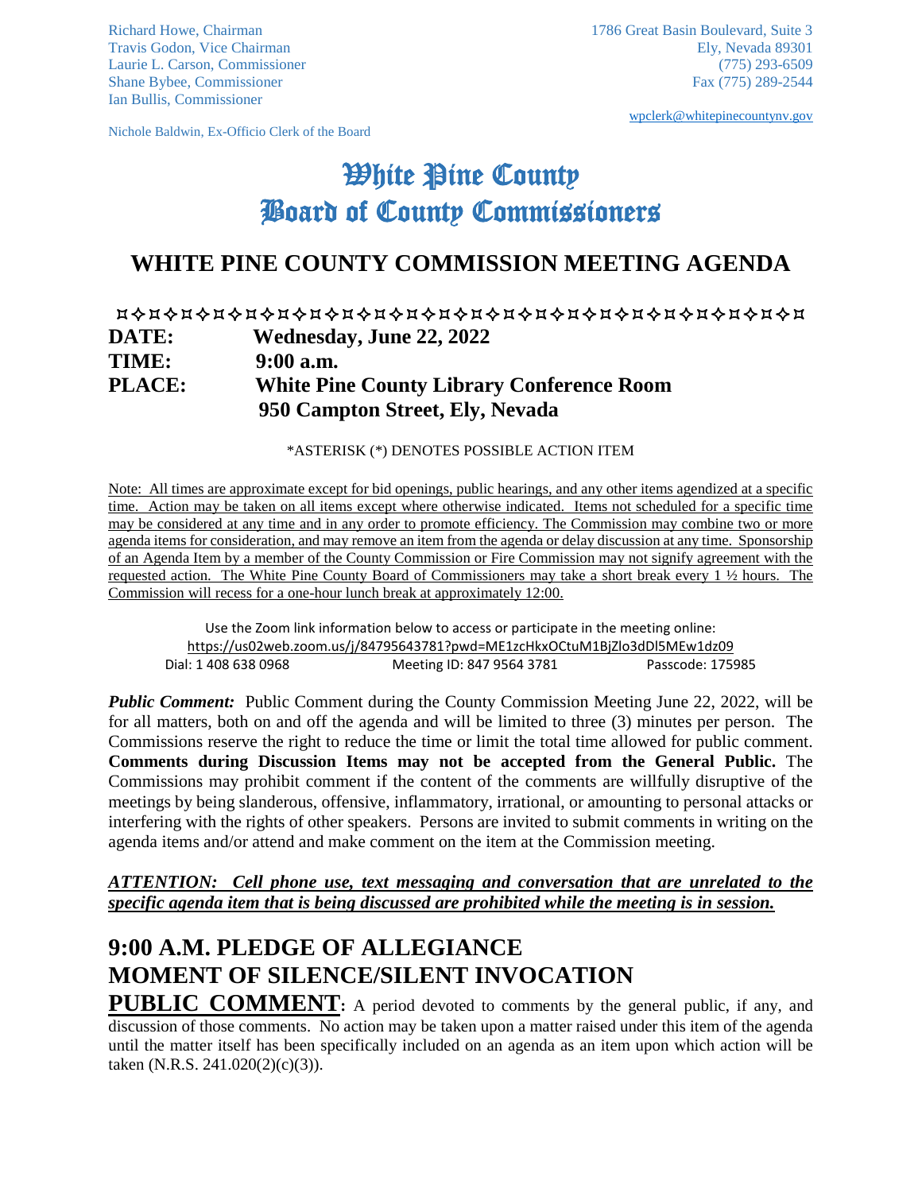Richard Howe, Chairman
Travis Godon, Vice Chairman
Laurie L. Carson, Commissioner
Shane Bybee, Commissioner
Ian Bullis, Commissioner

Nichole Baldwin, Ex-Officio Clerk of the Board

1786 Great Basin Boulevard, Suite 3
Ely, Nevada 89301
(775) 293-6509
Fax (775) 289-2544

wpclerk@whitepinecountynv.gov

# White Pine County Board of County Commissioners

## WHITE PINE COUNTY COMMISSION MEETING AGENDA

**DATE:** **Wednesday, June 22, 2022**
**TIME:** **9:00 a.m.**
**PLACE:** **White Pine County Library Conference Room**
**950 Campton Street, Ely, Nevada**

*ASTERISK (*) DENOTES POSSIBLE ACTION ITEM

Note: All times are approximate except for bid openings, public hearings, and any other items agendized at a specific time. Action may be taken on all items except where otherwise indicated. Items not scheduled for a specific time may be considered at any time and in any order to promote efficiency. The Commission may combine two or more agenda items for consideration, and may remove an item from the agenda or delay discussion at any time. Sponsorship of an Agenda Item by a member of the County Commission or Fire Commission may not signify agreement with the requested action. The White Pine County Board of Commissioners may take a short break every 1 ½ hours. The Commission will recess for a one-hour lunch break at approximately 12:00.

Use the Zoom link information below to access or participate in the meeting online:
https://us02web.zoom.us/j/84795643781?pwd=ME1zcHkxOCtuM1BjZlo3dDl5MEw1dz09
Dial: 1 408 638 0968 Meeting ID: 847 9564 3781 Passcode: 175985

***Public Comment:*** Public Comment during the County Commission Meeting June 22, 2022, will be for all matters, both on and off the agenda and will be limited to three (3) minutes per person. The Commissions reserve the right to reduce the time or limit the total time allowed for public comment. **Comments during Discussion Items may not be accepted from the General Public.** The Commissions may prohibit comment if the content of the comments are willfully disruptive of the meetings by being slanderous, offensive, inflammatory, irrational, or amounting to personal attacks or interfering with the rights of other speakers. Persons are invited to submit comments in writing on the agenda items and/or attend and make comment on the item at the Commission meeting.

***ATTENTION: Cell phone use, text messaging and conversation that are unrelated to the specific agenda item that is being discussed are prohibited while the meeting is in session.***

## 9:00 A.M. PLEDGE OF ALLEGIANCE

## MOMENT OF SILENCE/SILENT INVOCATION

**PUBLIC COMMENT**: A period devoted to comments by the general public, if any, and discussion of those comments. No action may be taken upon a matter raised under this item of the agenda until the matter itself has been specifically included on an agenda as an item upon which action will be taken (N.R.S. 241.020(2)(c)(3)).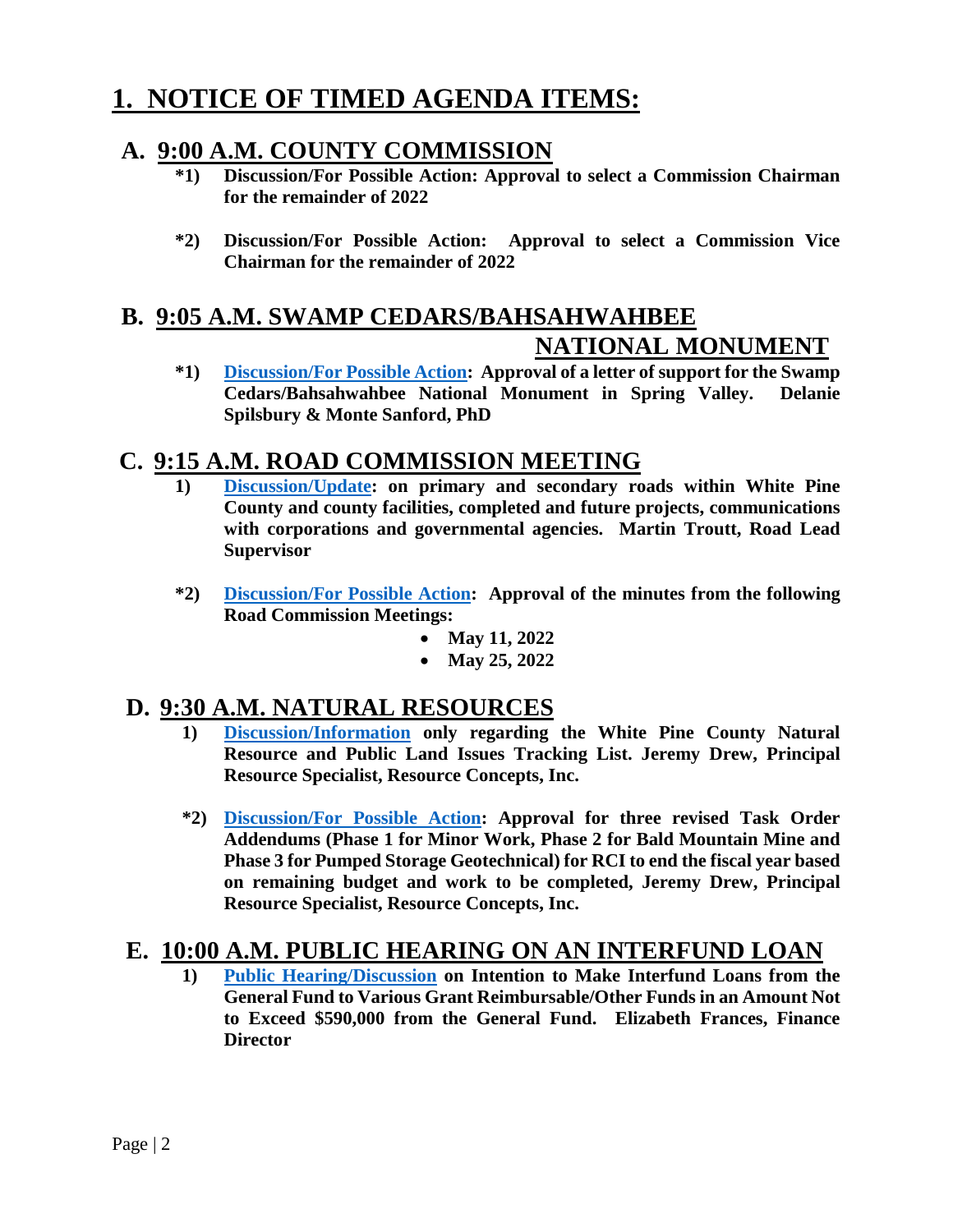# 1. NOTICE OF TIMED AGENDA ITEMS:

## A. 9:00 A.M. COUNTY COMMISSION

**\*1) Discussion/For Possible Action: Approval to select a Commission Chairman for the remainder of 2022**

**\*2) Discussion/For Possible Action: Approval to select a Commission Vice Chairman for the remainder of 2022**

## B. 9:05 A.M. SWAMP CEDARS/BAHSAHWAHBEE NATIONAL MONUMENT

**\*1) Discussion/For Possible Action: Approval of a letter of support for the Swamp Cedars/Bahsahwahbee National Monument in Spring Valley. Delanie Spilsbury & Monte Sanford, PhD**

## C. 9:15 A.M. ROAD COMMISSION MEETING

**1) Discussion/Update: on primary and secondary roads within White Pine County and county facilities, completed and future projects, communications with corporations and governmental agencies. Martin Troutt, Road Lead Supervisor**

**\*2) Discussion/For Possible Action: Approval of the minutes from the following Road Commission Meetings:**

- **May 11, 2022**
- **May 25, 2022**

## D. 9:30 A.M. NATURAL RESOURCES

**1) Discussion/Information only regarding the White Pine County Natural Resource and Public Land Issues Tracking List. Jeremy Drew, Principal Resource Specialist, Resource Concepts, Inc.**

**\*2) Discussion/For Possible Action: Approval for three revised Task Order Addendums (Phase 1 for Minor Work, Phase 2 for Bald Mountain Mine and Phase 3 for Pumped Storage Geotechnical) for RCI to end the fiscal year based on remaining budget and work to be completed, Jeremy Drew, Principal Resource Specialist, Resource Concepts, Inc.**

## E. 10:00 A.M. PUBLIC HEARING ON AN INTERFUND LOAN

**1) Public Hearing/Discussion on Intention to Make Interfund Loans from the General Fund to Various Grant Reimbursable/Other Funds in an Amount Not to Exceed $590,000 from the General Fund. Elizabeth Frances, Finance Director**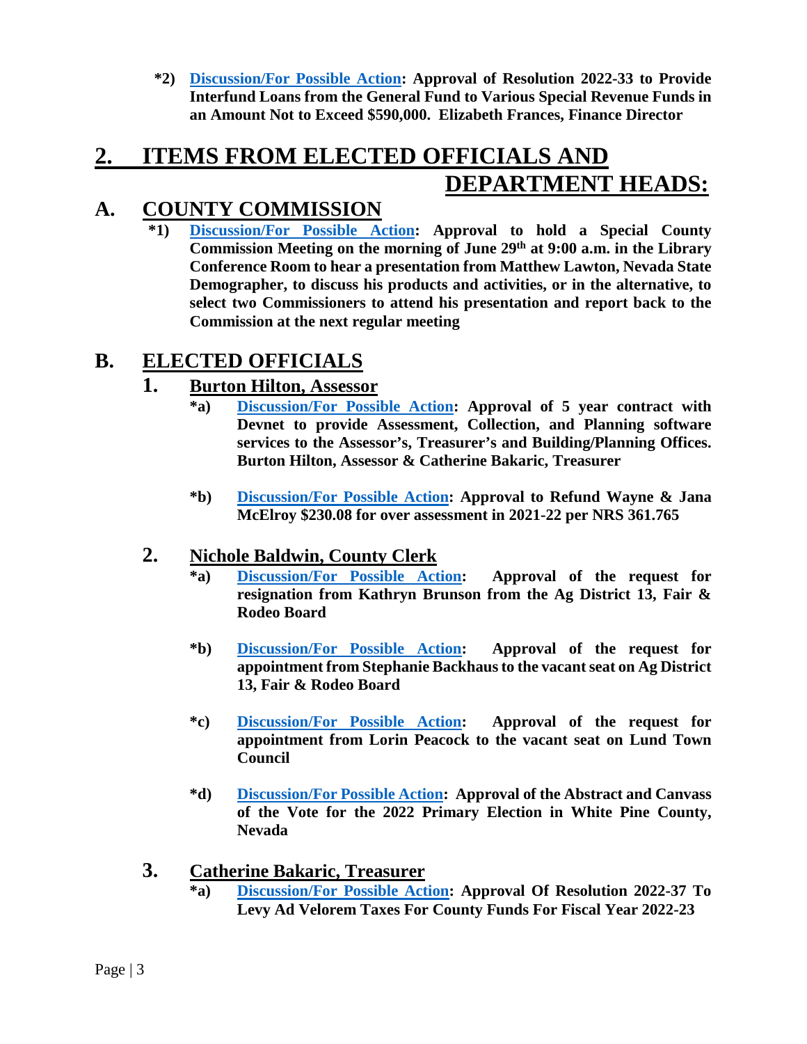**\*2) <u>Discussion/For Possible Action</u>: Approval of Resolution 2022-33 to Provide Interfund Loans from the General Fund to Various Special Revenue Funds in an Amount Not to Exceed $590,000. Elizabeth Frances, Finance Director**

# 2. ITEMS FROM ELECTED OFFICIALS AND DEPARTMENT HEADS:

## A. COUNTY COMMISSION

**\*1) <u>Discussion/For Possible Action</u>: Approval to hold a Special County Commission Meeting on the morning of June 29th at 9:00 a.m. in the Library Conference Room to hear a presentation from Matthew Lawton, Nevada State Demographer, to discuss his products and activities, or in the alternative, to select two Commissioners to attend his presentation and report back to the Commission at the next regular meeting**

## B. ELECTED OFFICIALS

### 1. Burton Hilton, Assessor

**\*a) <u>Discussion/For Possible Action</u>: Approval of 5 year contract with Devnet to provide Assessment, Collection, and Planning software services to the Assessor's, Treasurer's and Building/Planning Offices. Burton Hilton, Assessor & Catherine Bakaric, Treasurer**

**\*b) <u>Discussion/For Possible Action</u>: Approval to Refund Wayne & Jana McElroy $230.08 for over assessment in 2021-22 per NRS 361.765**

### 2. Nichole Baldwin, County Clerk

**\*a) <u>Discussion/For Possible Action</u>: Approval of the request for resignation from Kathryn Brunson from the Ag District 13, Fair & Rodeo Board**

**\*b) <u>Discussion/For Possible Action</u>: Approval of the request for appointment from Stephanie Backhaus to the vacant seat on Ag District 13, Fair & Rodeo Board**

**\*c) <u>Discussion/For Possible Action</u>: Approval of the request for appointment from Lorin Peacock to the vacant seat on Lund Town Council**

**\*d) <u>Discussion/For Possible Action</u>: Approval of the Abstract and Canvass of the Vote for the 2022 Primary Election in White Pine County, Nevada**

### 3. Catherine Bakaric, Treasurer

**\*a) <u>Discussion/For Possible Action</u>: Approval Of Resolution 2022-37 To Levy Ad Velorem Taxes For County Funds For Fiscal Year 2022-23**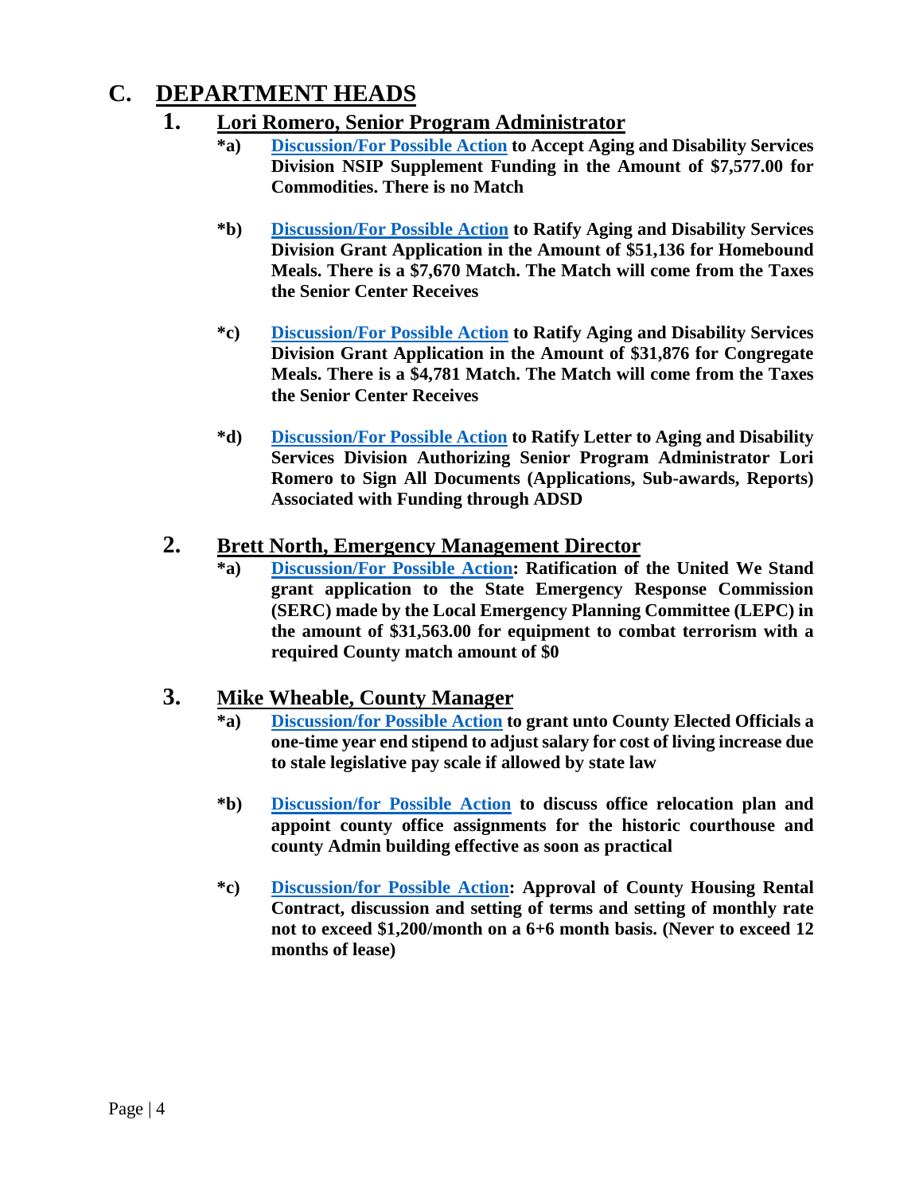# C. DEPARTMENT HEADS

## 1. Lori Romero, Senior Program Administrator

**\*a)** **Discussion/For Possible Action to Accept Aging and Disability Services Division NSIP Supplement Funding in the Amount of $7,577.00 for Commodities. There is no Match**

**\*b)** **Discussion/For Possible Action to Ratify Aging and Disability Services Division Grant Application in the Amount of $51,136 for Homebound Meals. There is a $7,670 Match. The Match will come from the Taxes the Senior Center Receives**

**\*c)** **Discussion/For Possible Action to Ratify Aging and Disability Services Division Grant Application in the Amount of $31,876 for Congregate Meals. There is a $4,781 Match. The Match will come from the Taxes the Senior Center Receives**

**\*d)** **Discussion/For Possible Action to Ratify Letter to Aging and Disability Services Division Authorizing Senior Program Administrator Lori Romero to Sign All Documents (Applications, Sub-awards, Reports) Associated with Funding through ADSD**

## 2. Brett North, Emergency Management Director

**\*a)** **Discussion/For Possible Action: Ratification of the United We Stand grant application to the State Emergency Response Commission (SERC) made by the Local Emergency Planning Committee (LEPC) in the amount of $31,563.00 for equipment to combat terrorism with a required County match amount of $0**

## 3. Mike Wheable, County Manager

**\*a)** **Discussion/for Possible Action to grant unto County Elected Officials a one-time year end stipend to adjust salary for cost of living increase due to stale legislative pay scale if allowed by state law**

**\*b)** **Discussion/for Possible Action to discuss office relocation plan and appoint county office assignments for the historic courthouse and county Admin building effective as soon as practical**

**\*c)** **Discussion/for Possible Action: Approval of County Housing Rental Contract, discussion and setting of terms and setting of monthly rate not to exceed $1,200/month on a 6+6 month basis. (Never to exceed 12 months of lease)**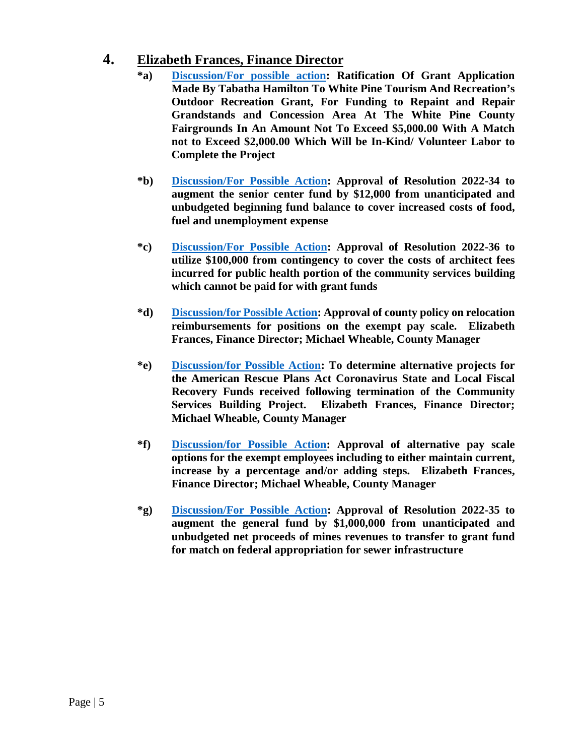## 4. Elizabeth Frances, Finance Director

**\*a)** **Discussion/For possible action: Ratification Of Grant Application Made By Tabatha Hamilton To White Pine Tourism And Recreation's Outdoor Recreation Grant, For Funding to Repaint and Repair Grandstands and Concession Area At The White Pine County Fairgrounds In An Amount Not To Exceed $5,000.00 With A Match not to Exceed $2,000.00 Which Will be In-Kind/ Volunteer Labor to Complete the Project**

**\*b)** **Discussion/For Possible Action: Approval of Resolution 2022-34 to augment the senior center fund by $12,000 from unanticipated and unbudgeted beginning fund balance to cover increased costs of food, fuel and unemployment expense**

**\*c)** **Discussion/For Possible Action: Approval of Resolution 2022-36 to utilize $100,000 from contingency to cover the costs of architect fees incurred for public health portion of the community services building which cannot be paid for with grant funds**

**\*d)** **Discussion/for Possible Action: Approval of county policy on relocation reimbursements for positions on the exempt pay scale. Elizabeth Frances, Finance Director; Michael Wheable, County Manager**

**\*e)** **Discussion/for Possible Action: To determine alternative projects for the American Rescue Plans Act Coronavirus State and Local Fiscal Recovery Funds received following termination of the Community Services Building Project. Elizabeth Frances, Finance Director; Michael Wheable, County Manager**

**\*f)** **Discussion/for Possible Action: Approval of alternative pay scale options for the exempt employees including to either maintain current, increase by a percentage and/or adding steps. Elizabeth Frances, Finance Director; Michael Wheable, County Manager**

**\*g)** **Discussion/For Possible Action: Approval of Resolution 2022-35 to augment the general fund by $1,000,000 from unanticipated and unbudgeted net proceeds of mines revenues to transfer to grant fund for match on federal appropriation for sewer infrastructure**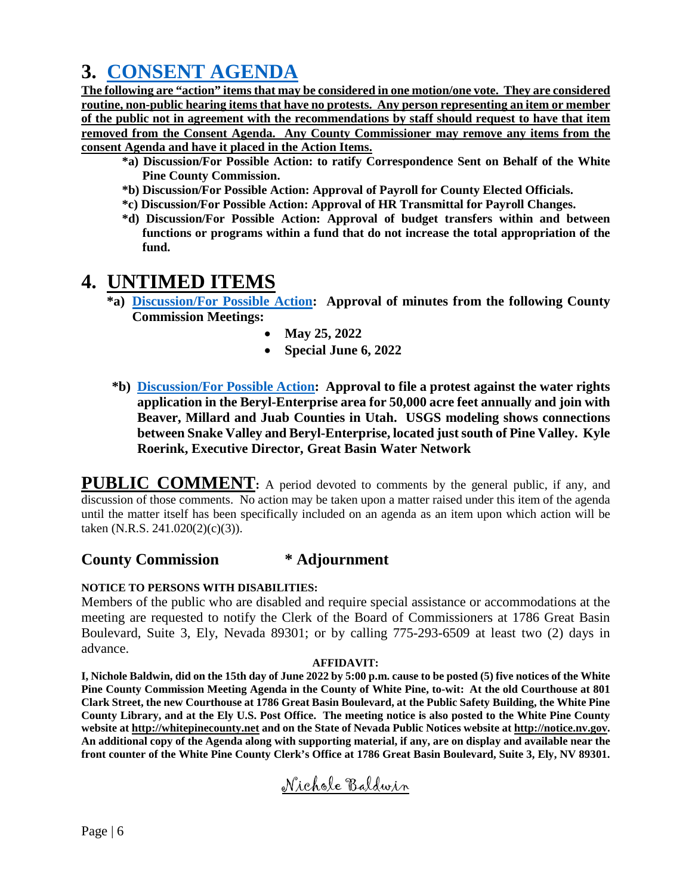# 3. CONSENT AGENDA

**The following are "action" items that may be considered in one motion/one vote. They are considered routine, non-public hearing items that have no protests. Any person representing an item or member of the public not in agreement with the recommendations by staff should request to have that item removed from the Consent Agenda. Any County Commissioner may remove any items from the consent Agenda and have it placed in the Action Items.**

- **\*a) Discussion/For Possible Action: to ratify Correspondence Sent on Behalf of the White Pine County Commission.**
- **\*b) Discussion/For Possible Action: Approval of Payroll for County Elected Officials.**
- **\*c) Discussion/For Possible Action: Approval of HR Transmittal for Payroll Changes.**
- **\*d) Discussion/For Possible Action: Approval of budget transfers within and between functions or programs within a fund that do not increase the total appropriation of the fund.**

# 4. UNTIMED ITEMS

**\*a) Discussion/For Possible Action: Approval of minutes from the following County Commission Meetings:**

- **May 25, 2022**
- **Special June 6, 2022**

**\*b) Discussion/For Possible Action: Approval to file a protest against the water rights application in the Beryl-Enterprise area for 50,000 acre feet annually and join with Beaver, Millard and Juab Counties in Utah. USGS modeling shows connections between Snake Valley and Beryl-Enterprise, located just south of Pine Valley. Kyle Roerink, Executive Director, Great Basin Water Network**

**PUBLIC COMMENT**: A period devoted to comments by the general public, if any, and discussion of those comments. No action may be taken upon a matter raised under this item of the agenda until the matter itself has been specifically included on an agenda as an item upon which action will be taken (N.R.S. 241.020(2)(c)(3)).

## County Commission * Adjournment

**NOTICE TO PERSONS WITH DISABILITIES:**

Members of the public who are disabled and require special assistance or accommodations at the meeting are requested to notify the Clerk of the Board of Commissioners at 1786 Great Basin Boulevard, Suite 3, Ely, Nevada 89301; or by calling 775-293-6509 at least two (2) days in advance.

**AFFIDAVIT:**

**I, Nichole Baldwin, did on the 15th day of June 2022 by 5:00 p.m. cause to be posted (5) five notices of the White Pine County Commission Meeting Agenda in the County of White Pine, to-wit: At the old Courthouse at 801 Clark Street, the new Courthouse at 1786 Great Basin Boulevard, at the Public Safety Building, the White Pine County Library, and at the Ely U.S. Post Office. The meeting notice is also posted to the White Pine County website at http://whitepinecounty.net and on the State of Nevada Public Notices website at http://notice.nv.gov. An additional copy of the Agenda along with supporting material, if any, are on display and available near the front counter of the White Pine County Clerk's Office at 1786 Great Basin Boulevard, Suite 3, Ely, NV 89301.**

Nichole Baldwin